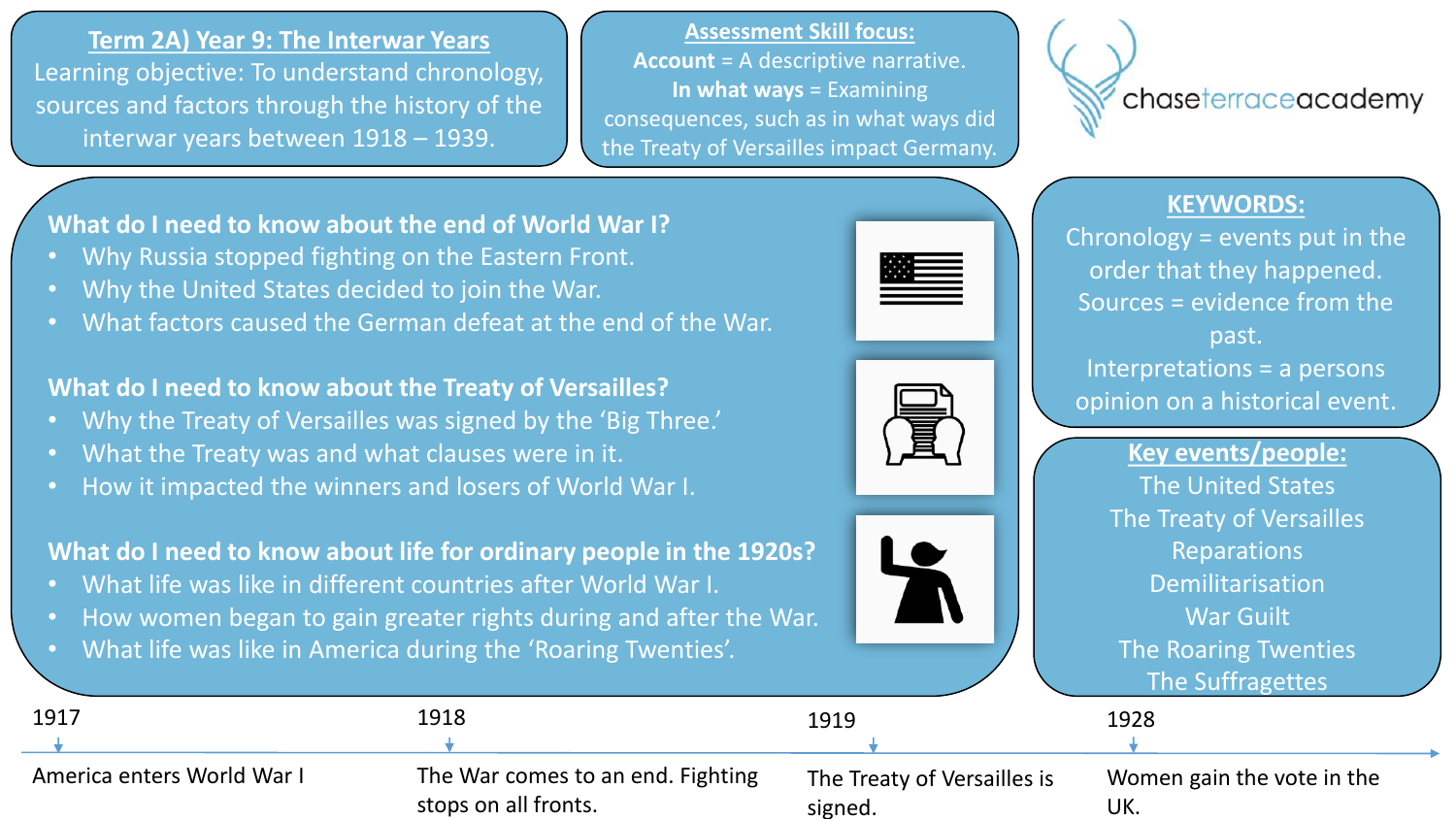## Term 2A) Year 9: The Interwar Years

Learning objective: To understand chronology, sources and factors through the history of the interwar years between 1918 – 1939.

### Assessment Skill focus:

**Account** = A descriptive narrative.

**In what ways** = Examining consequences, such as in what ways did the Treaty of Versailles impact Germany.

chaseterraceacademy

### What do I need to know about the end of World War I?

- Why Russia stopped fighting on the Eastern Front.
- Why the United States decided to join the War.
- What factors caused the German defeat at the end of the War.

### What do I need to know about the Treaty of Versailles?

- Why the Treaty of Versailles was signed by the 'Big Three.'
- What the Treaty was and what clauses were in it.
- How it impacted the winners and losers of World War I.

### What do I need to know about life for ordinary people in the 1920s?

- What life was like in different countries after World War I.
- How women began to gain greater rights during and after the War.
- What life was like in America during the 'Roaring Twenties'.

### KEYWORDS:

Chronology = events put in the order that they happened.

Sources = evidence from the past.

Interpretations = a persons opinion on a historical event.

### Key events/people:

- The United States
- The Treaty of Versailles
- Reparations
- Demilitarisation
- War Guilt
- The Roaring Twenties
- The Suffragettes

### Timeline

- **1917** – America enters World War I
- **1918** – The War comes to an end. Fighting stops on all fronts.
- **1919** – The Treaty of Versailles is signed.
- **1928** – Women gain the vote in the UK.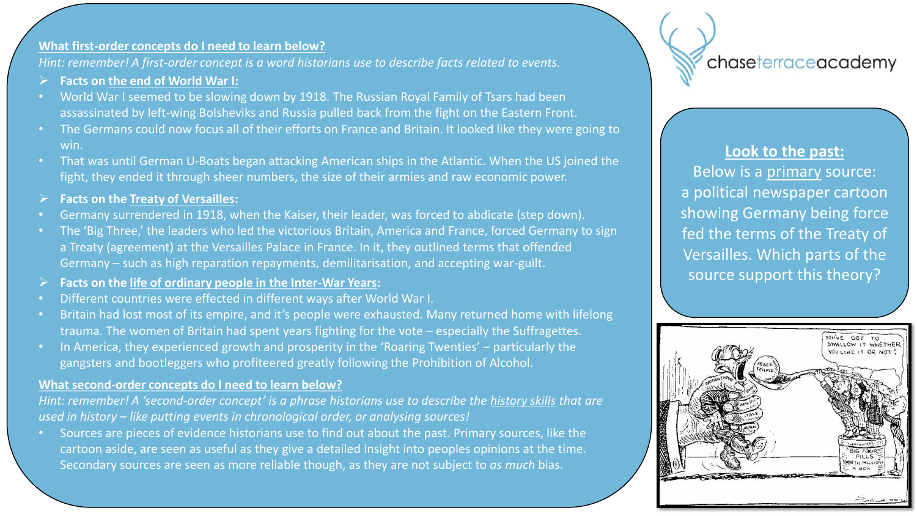**What first-order concepts do I need to learn below?**

*Hint: remember! A first-order concept is a word historians use to describe facts related to events.*

- **Facts on the end of World War I:**
  - World War I seemed to be slowing down by 1918. The Russian Royal Family of Tsars had been assassinated by left-wing Bolsheviks and Russia pulled back from the fight on the Eastern Front.
  - The Germans could now focus all of their efforts on France and Britain. It looked like they were going to win.
  - That was until German U-Boats began attacking American ships in the Atlantic. When the US joined the fight, they ended it through sheer numbers, the size of their armies and raw economic power.
- **Facts on the Treaty of Versailles:**
  - Germany surrendered in 1918, when the Kaiser, their leader, was forced to abdicate (step down).
  - The 'Big Three,' the leaders who led the victorious Britain, America and France, forced Germany to sign a Treaty (agreement) at the Versailles Palace in France. In it, they outlined terms that offended Germany – such as high reparation repayments, demilitarisation, and accepting war-guilt.
- **Facts on the life of ordinary people in the Inter-War Years:**
  - Different countries were effected in different ways after World War I.
  - Britain had lost most of its empire, and it's people were exhausted. Many returned home with lifelong trauma. The women of Britain had spent years fighting for the vote – especially the Suffragettes.
  - In America, they experienced growth and prosperity in the 'Roaring Twenties' – particularly the gangsters and bootleggers who profiteered greatly following the Prohibition of Alcohol.

**What second-order concepts do I need to learn below?**

*Hint: remember! A 'second-order concept' is a phrase historians use to describe the history skills that are used in history – like putting events in chronological order, or analysing sources!*

- Sources are pieces of evidence historians use to find out about the past. Primary sources, like the cartoon aside, are seen as useful as they give a detailed insight into peoples opinions at the time. Secondary sources are seen as more reliable though, as they are not subject to *as much* bias.

chaseterraceacademy

**Look to the past:**

Below is a primary source: a political newspaper cartoon showing Germany being force fed the terms of the Treaty of Versailles. Which parts of the source support this theory?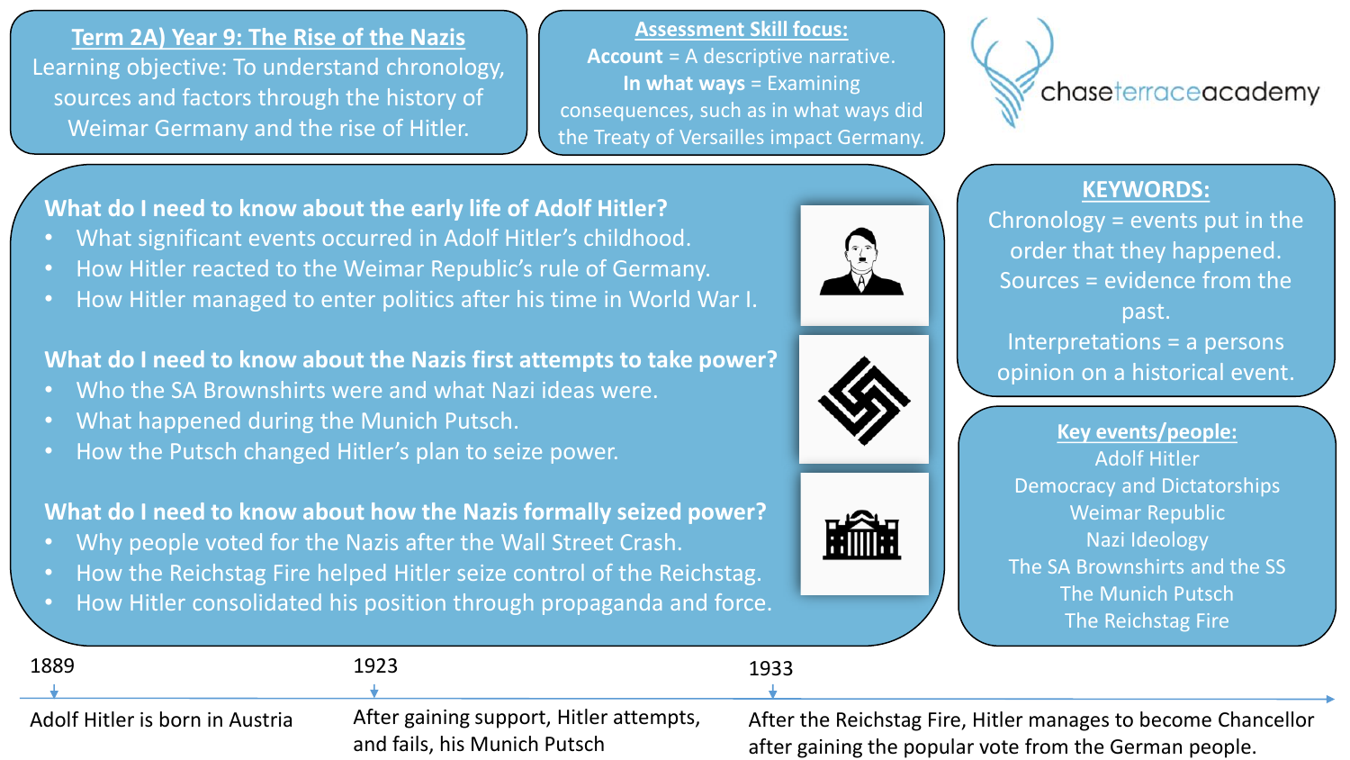## Term 2A) Year 9: The Rise of the Nazis

Learning objective: To understand chronology, sources and factors through the history of Weimar Germany and the rise of Hitler.

**Assessment Skill focus:**

**Account** = A descriptive narrative.

**In what ways** = Examining consequences, such as in what ways did the Treaty of Versailles impact Germany.

chaseterraceacademy

### What do I need to know about the early life of Adolf Hitler?

- What significant events occurred in Adolf Hitler's childhood.
- How Hitler reacted to the Weimar Republic's rule of Germany.
- How Hitler managed to enter politics after his time in World War I.

### What do I need to know about the Nazis first attempts to take power?

- Who the SA Brownshirts were and what Nazi ideas were.
- What happened during the Munich Putsch.
- How the Putsch changed Hitler's plan to seize power.

### What do I need to know about how the Nazis formally seized power?

- Why people voted for the Nazis after the Wall Street Crash.
- How the Reichstag Fire helped Hitler seize control of the Reichstag.
- How Hitler consolidated his position through propaganda and force.

**KEYWORDS:**

Chronology = events put in the order that they happened.

Sources = evidence from the past.

Interpretations = a persons opinion on a historical event.

**Key events/people:**

Adolf Hitler

Democracy and Dictatorships

Weimar Republic

Nazi Ideology

The SA Brownshirts and the SS

The Munich Putsch

The Reichstag Fire

| 1889 | 1923 | 1933 |
|---|---|---|
| Adolf Hitler is born in Austria | After gaining support, Hitler attempts, and fails, his Munich Putsch | After the Reichstag Fire, Hitler manages to become Chancellor after gaining the popular vote from the German people. |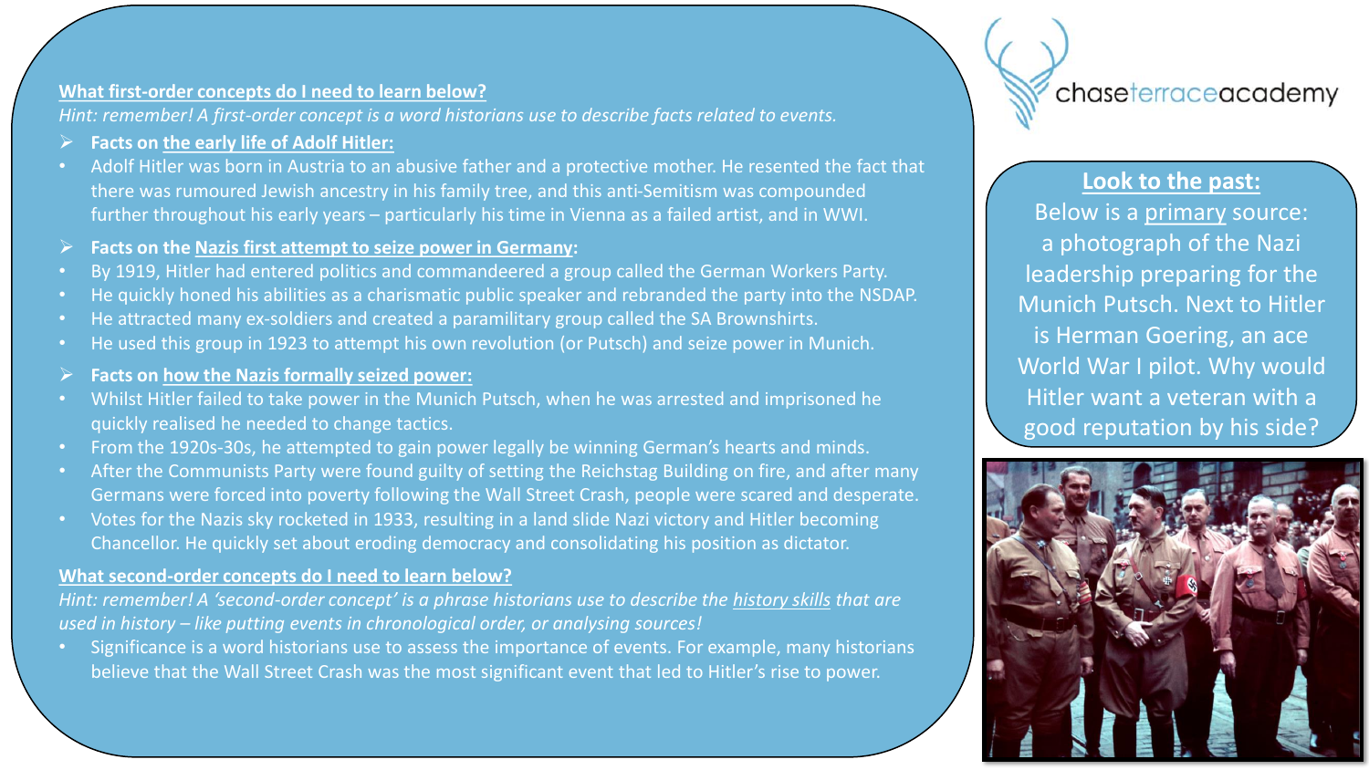## What first-order concepts do I need to learn below?

*Hint: remember! A first-order concept is a word historians use to describe facts related to events.*

- **Facts on the early life of Adolf Hitler:**
  - Adolf Hitler was born in Austria to an abusive father and a protective mother. He resented the fact that there was rumoured Jewish ancestry in his family tree, and this anti-Semitism was compounded further throughout his early years – particularly his time in Vienna as a failed artist, and in WWI.
- **Facts on the Nazis first attempt to seize power in Germany:**
  - By 1919, Hitler had entered politics and commandeered a group called the German Workers Party.
  - He quickly honed his abilities as a charismatic public speaker and rebranded the party into the NSDAP.
  - He attracted many ex-soldiers and created a paramilitary group called the SA Brownshirts.
  - He used this group in 1923 to attempt his own revolution (or Putsch) and seize power in Munich.
- **Facts on how the Nazis formally seized power:**
  - Whilst Hitler failed to take power in the Munich Putsch, when he was arrested and imprisoned he quickly realised he needed to change tactics.
  - From the 1920s-30s, he attempted to gain power legally be winning German's hearts and minds.
  - After the Communists Party were found guilty of setting the Reichstag Building on fire, and after many Germans were forced into poverty following the Wall Street Crash, people were scared and desperate.
  - Votes for the Nazis sky rocketed in 1933, resulting in a land slide Nazi victory and Hitler becoming Chancellor. He quickly set about eroding democracy and consolidating his position as dictator.

## What second-order concepts do I need to learn below?

*Hint: remember! A 'second-order concept' is a phrase historians use to describe the history skills that are used in history – like putting events in chronological order, or analysing sources!*

- Significance is a word historians use to assess the importance of events. For example, many historians believe that the Wall Street Crash was the most significant event that led to Hitler's rise to power.

chaseterraceacademy

## Look to the past:

Below is a primary source: a photograph of the Nazi leadership preparing for the Munich Putsch. Next to Hitler is Herman Goering, an ace World War I pilot. Why would Hitler want a veteran with a good reputation by his side?